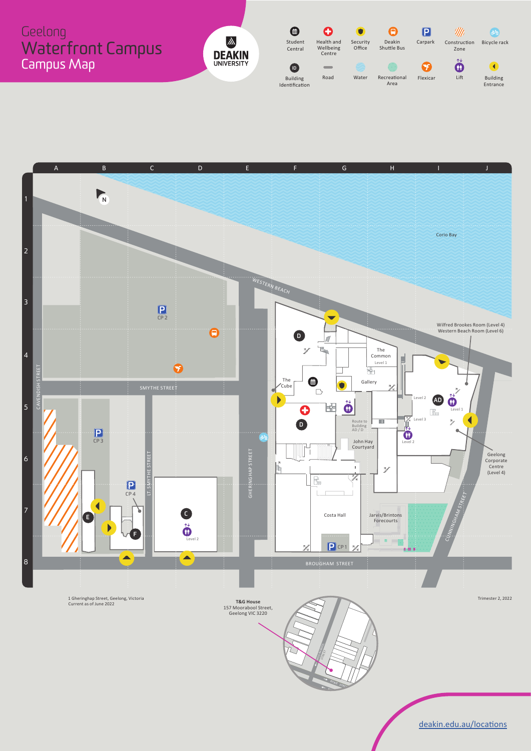# Geelong Waterfront Campus

## Campus Map

DEAKIN UNIVERSITY

Student Central · Health and Wellbeing Centre · Security Office · Deakin Shuttle Bus · Carpark · Construction Zone · Bicycle rack

Building Identification · Road · Water · Recreational Area · Flexicar · Lift · Building Entrance

Corio Bay

WESTERN BEACH

SMYTHE STREET

CAVENDISH STREET

LT SMYTHE STREET

GHERINGHAP STREET

CUNNINGHAM STREET

BROUGHAM STREET

CP 1 · CP 2 · CP 3 · CP 4

The Cube · The Common (Level 1) · Gallery · Route to Building AD / D · John Hay Courtyard · Costa Hall · Jarvis/Brintons Forecourts

Wilfred Brookes Room (Level 4)
Western Beach Room (Level 6)

Geelong Corporate Centre (Level 4)

1 Gheringhap Street, Geelong, Victoria
Current as of June 2022

**T&G House**
157 Moorabool Street,
Geelong VIC 3220

Trimester 2, 2022

deakin.edu.au/locations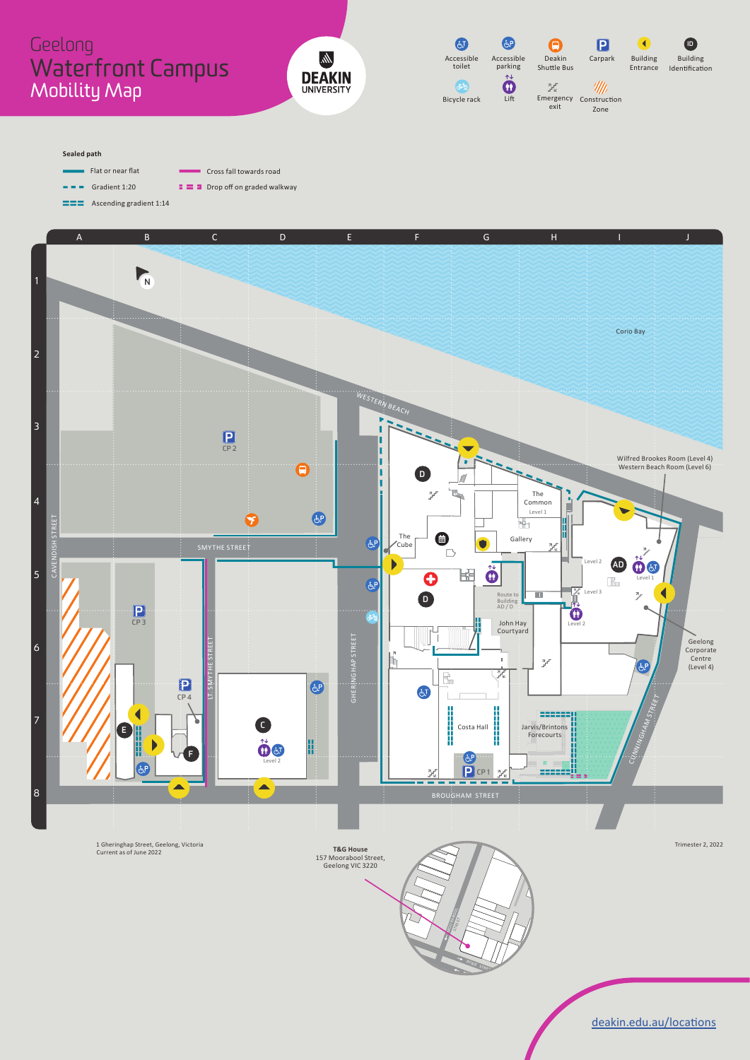# Geelong Waterfront Campus Mobility Map

DEAKIN UNIVERSITY

Accessible toilet
Accessible parking
Deakin Shuttle Bus
Carpark
Building Entrance
Building Identification
Bicycle rack
Lift
Emergency exit
Construction Zone

**Sealed path**

- Flat or near flat
- Gradient 1:20
- Ascending gradient 1:14
- Cross fall towards road
- Drop off on graded walkway

Corio Bay

WESTERN BEACH

CP 2

SMYTHE STREET

CAVENDISH STREET

CP 3

CP 4

LT SMYTHE STREET

GHERINGHAP STREET

BROUGHAM STREET

CUNNINGHAM STREET

The Cube

The Common (Level 1)

Gallery

Route to Building AD / D

John Hay Courtyard

Costa Hall

CP 1

Jarvis/Brintons Forecourts

Wilfred Brookes Room (Level 4)
Western Beach Room (Level 6)

Geelong Corporate Centre (Level 4)

Level 1, Level 2, Level 3

D, D, AD, C, E, F

1 Gheringhap Street, Geelong, Victoria
Current as of June 2022

**T&G House**
157 Moorabool Street,
Geelong VIC 3220

Trimester 2, 2022

deakin.edu.au/locations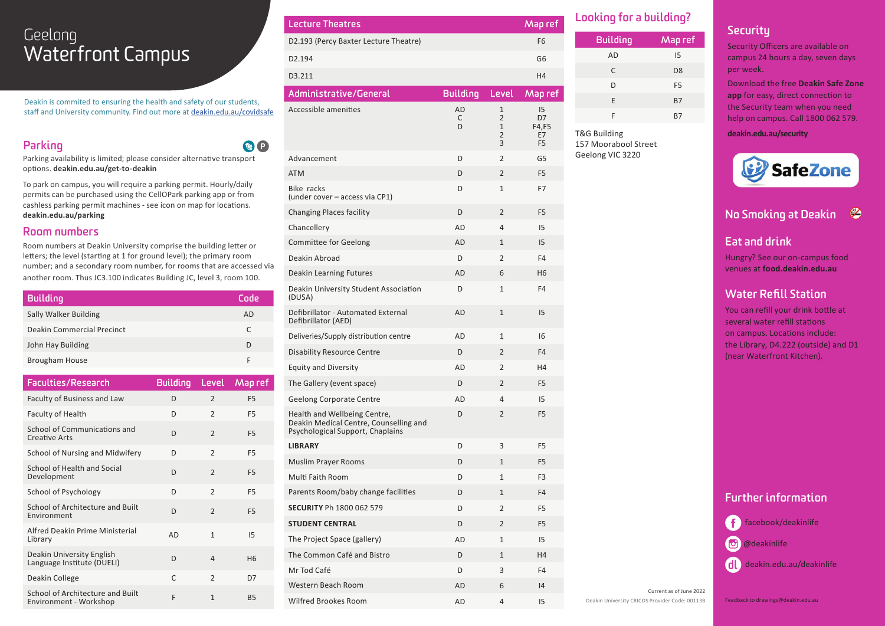# Geelong Waterfront Campus

Deakin is commited to ensuring the health and safety of our students, staff and University community. Find out more at deakin.edu.au/covidsafe

## Parking

Parking availability is limited; please consider alternative transport options. **deakin.edu.au/get-to-deakin**

To park on campus, you will require a parking permit. Hourly/daily permits can be purchased using the CellOPark parking app or from cashless parking permit machines - see icon on map for locations. **deakin.edu.au/parking**

## Room numbers

Room numbers at Deakin University comprise the building letter or letters; the level (starting at 1 for ground level); the primary room number; and a secondary room number, for rooms that are accessed via another room. Thus JC3.100 indicates Building JC, level 3, room 100.

| Building | Code |
|---|---|
| Sally Walker Building | AD |
| Deakin Commercial Precinct | C |
| John Hay Building | D |
| Brougham House | F |

| Faculties/Research | Building | Level | Map ref |
|---|---|---|---|
| Faculty of Business and Law | D | 2 | F5 |
| Faculty of Health | D | 2 | F5 |
| School of Communications and Creative Arts | D | 2 | F5 |
| School of Nursing and Midwifery | D | 2 | F5 |
| School of Health and Social Development | D | 2 | F5 |
| School of Psychology | D | 2 | F5 |
| School of Architecture and Built Environment | D | 2 | F5 |
| Alfred Deakin Prime Ministerial Library | AD | 1 | I5 |
| Deakin University English Language Institute (DUELI) | D | 4 | H6 |
| Deakin College | C | 2 | D7 |
| School of Architecture and Built Environment - Workshop | F | 1 | B5 |

| Lecture Theatres | Map ref |
|---|---|
| D2.193 (Percy Baxter Lecture Theatre) | F6 |
| D2.194 | G6 |
| D3.211 | H4 |

| Administrative/General | Building | Level | Map ref |
|---|---|---|---|
| Accessible amenities | AD<br>C<br>D | 1<br>2<br>1<br>2<br>3 | I5<br>D7<br>F4,F5<br>E7<br>F5 |
| Advancement | D | 2 | G5 |
| ATM | D | 2 | F5 |
| Bike racks (under cover – access via CP1) | D | 1 | F7 |
| Changing Places facility | D | 2 | F5 |
| Chancellery | AD | 4 | I5 |
| Committee for Geelong | AD | 1 | I5 |
| Deakin Abroad | D | 2 | F4 |
| Deakin Learning Futures | AD | 6 | H6 |
| Deakin University Student Association (DUSA) | D | 1 | F4 |
| Defibrillator - Automated External Defibrillator (AED) | AD | 1 | I5 |
| Deliveries/Supply distribution centre | AD | 1 | I6 |
| Disability Resource Centre | D | 2 | F4 |
| Equity and Diversity | AD | 2 | H4 |
| The Gallery (event space) | D | 2 | F5 |
| Geelong Corporate Centre | AD | 4 | I5 |
| Health and Wellbeing Centre, Deakin Medical Centre, Counselling and Psychological Support, Chaplains | D | 2 | F5 |
| **LIBRARY** | D | 3 | F5 |
| Muslim Prayer Rooms | D | 1 | F5 |
| Multi Faith Room | D | 1 | F3 |
| Parents Room/baby change facilities | D | 1 | F4 |
| **SECURITY** Ph 1800 062 579 | D | 2 | F5 |
| **STUDENT CENTRAL** | D | 2 | F5 |
| The Project Space (gallery) | AD | 1 | I5 |
| The Common Café and Bistro | D | 1 | H4 |
| Mr Tod Café | D | 3 | F4 |
| Western Beach Room | AD | 6 | I4 |
| Wilfred Brookes Room | AD | 4 | I5 |

## Looking for a building?

| Building | Map ref |
|---|---|
| AD | I5 |
| C | D8 |
| D | F5 |
| E | B7 |
| F | B7 |

T&G Building
157 Moorabool Street
Geelong VIC 3220

Current as of June 2022

Deakin University CRICOS Provider Code: 00113B

## Security

Security Officers are available on campus 24 hours a day, seven days per week.

Download the free **Deakin Safe Zone app** for easy, direct connection to the Security team when you need help on campus. Call 1800 062 579.

**deakin.edu.au/security**

SafeZone

## No Smoking at Deakin

## Eat and drink

Hungry? See our on-campus food venues at **food.deakin.edu.au**

## Water Refill Station

You can refill your drink bottle at several water refill stations on campus. Locations include: the Library, D4.222 (outside) and D1 (near Waterfront Kitchen).

## Further information

- facebook/deakinlife
- @deakinlife
- deakin.edu.au/deakinlife

Feedback to drawings@deakin.edu.au